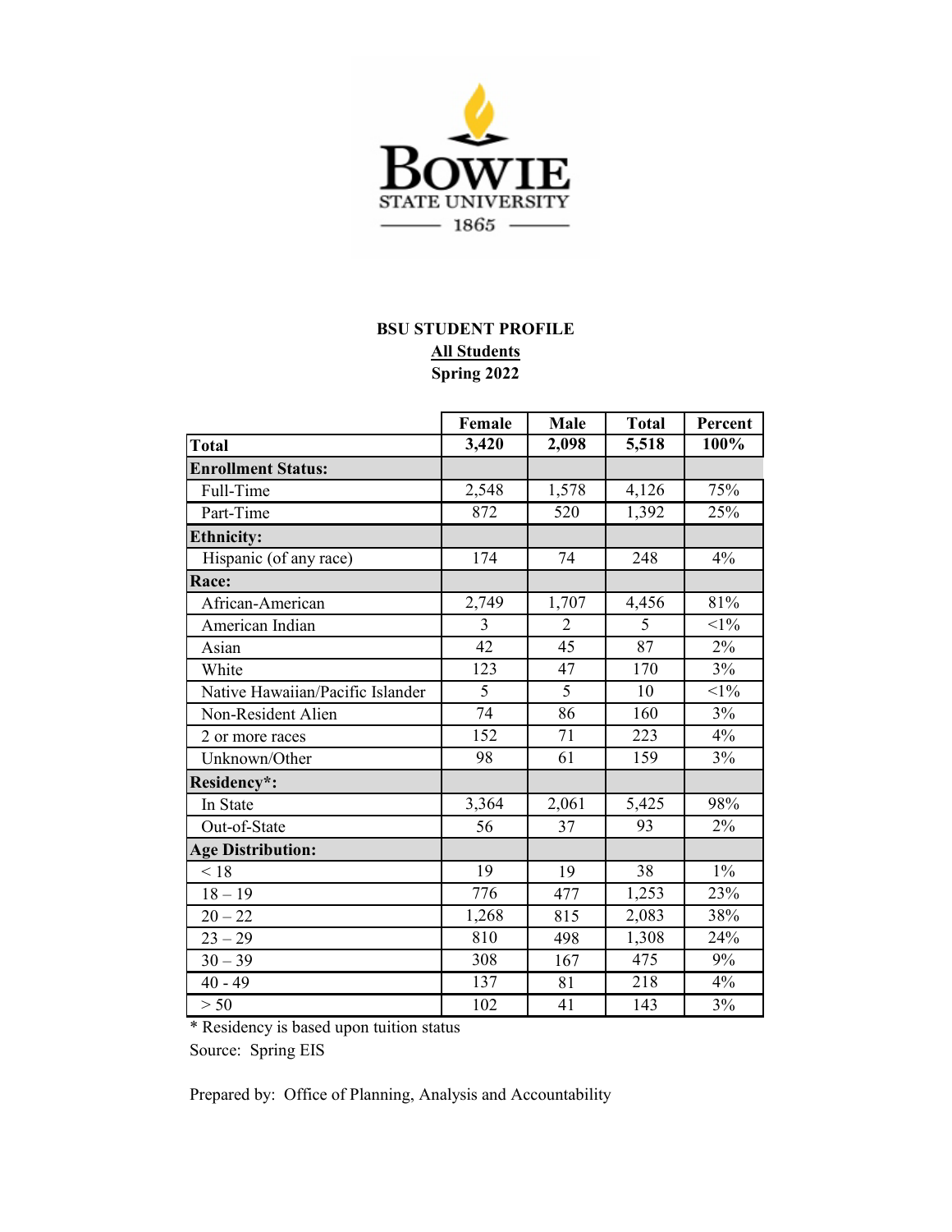**BOWIE STATE UNIVERSITY**
**1865**

## BSU STUDENT PROFILE
### All Students
### Spring 2022

| | Female | Male | Total | Percent |
|---|---|---|---|---|
| **Total** | **3,420** | **2,098** | **5,518** | **100%** |
| **Enrollment Status:** | | | | |
| Full-Time | 2,548 | 1,578 | 4,126 | 75% |
| Part-Time | 872 | 520 | 1,392 | 25% |
| **Ethnicity:** | | | | |
| Hispanic (of any race) | 174 | 74 | 248 | 4% |
| **Race:** | | | | |
| African-American | 2,749 | 1,707 | 4,456 | 81% |
| American Indian | 3 | 2 | 5 | <1% |
| Asian | 42 | 45 | 87 | 2% |
| White | 123 | 47 | 170 | 3% |
| Native Hawaiian/Pacific Islander | 5 | 5 | 10 | <1% |
| Non-Resident Alien | 74 | 86 | 160 | 3% |
| 2 or more races | 152 | 71 | 223 | 4% |
| Unknown/Other | 98 | 61 | 159 | 3% |
| **Residency*:** | | | | |
| In State | 3,364 | 2,061 | 5,425 | 98% |
| Out-of-State | 56 | 37 | 93 | 2% |
| **Age Distribution:** | | | | |
| < 18 | 19 | 19 | 38 | 1% |
| 18 – 19 | 776 | 477 | 1,253 | 23% |
| 20 – 22 | 1,268 | 815 | 2,083 | 38% |
| 23 – 29 | 810 | 498 | 1,308 | 24% |
| 30 – 39 | 308 | 167 | 475 | 9% |
| 40 - 49 | 137 | 81 | 218 | 4% |
| > 50 | 102 | 41 | 143 | 3% |

* Residency is based upon tuition status

Source: Spring EIS

Prepared by: Office of Planning, Analysis and Accountability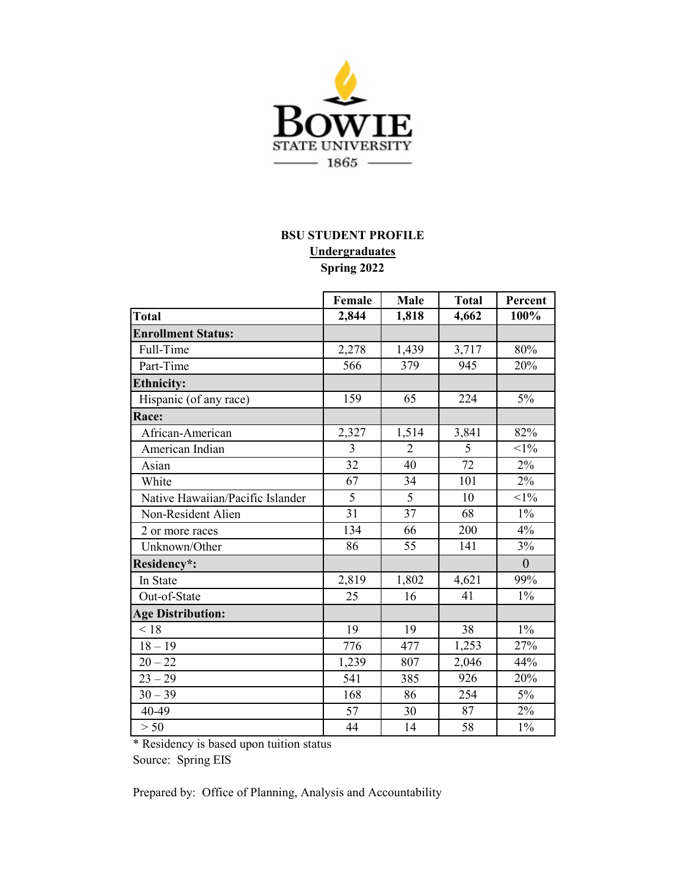**BOWIE STATE UNIVERSITY**
**1865**

**BSU STUDENT PROFILE**
**Undergraduates**
**Spring 2022**

| | Female | Male | Total | Percent |
|---|---|---|---|---|
| **Total** | **2,844** | **1,818** | **4,662** | **100%** |
| **Enrollment Status:** | | | | |
| Full-Time | 2,278 | 1,439 | 3,717 | 80% |
| Part-Time | 566 | 379 | 945 | 20% |
| **Ethnicity:** | | | | |
| Hispanic (of any race) | 159 | 65 | 224 | 5% |
| **Race:** | | | | |
| African-American | 2,327 | 1,514 | 3,841 | 82% |
| American Indian | 3 | 2 | 5 | <1% |
| Asian | 32 | 40 | 72 | 2% |
| White | 67 | 34 | 101 | 2% |
| Native Hawaiian/Pacific Islander | 5 | 5 | 10 | <1% |
| Non-Resident Alien | 31 | 37 | 68 | 1% |
| 2 or more races | 134 | 66 | 200 | 4% |
| Unknown/Other | 86 | 55 | 141 | 3% |
| **Residency*:** | | | | 0 |
| In State | 2,819 | 1,802 | 4,621 | 99% |
| Out-of-State | 25 | 16 | 41 | 1% |
| **Age Distribution:** | | | | |
| < 18 | 19 | 19 | 38 | 1% |
| 18 – 19 | 776 | 477 | 1,253 | 27% |
| 20 – 22 | 1,239 | 807 | 2,046 | 44% |
| 23 – 29 | 541 | 385 | 926 | 20% |
| 30 – 39 | 168 | 86 | 254 | 5% |
| 40-49 | 57 | 30 | 87 | 2% |
| > 50 | 44 | 14 | 58 | 1% |

* Residency is based upon tuition status

Source: Spring EIS

Prepared by: Office of Planning, Analysis and Accountability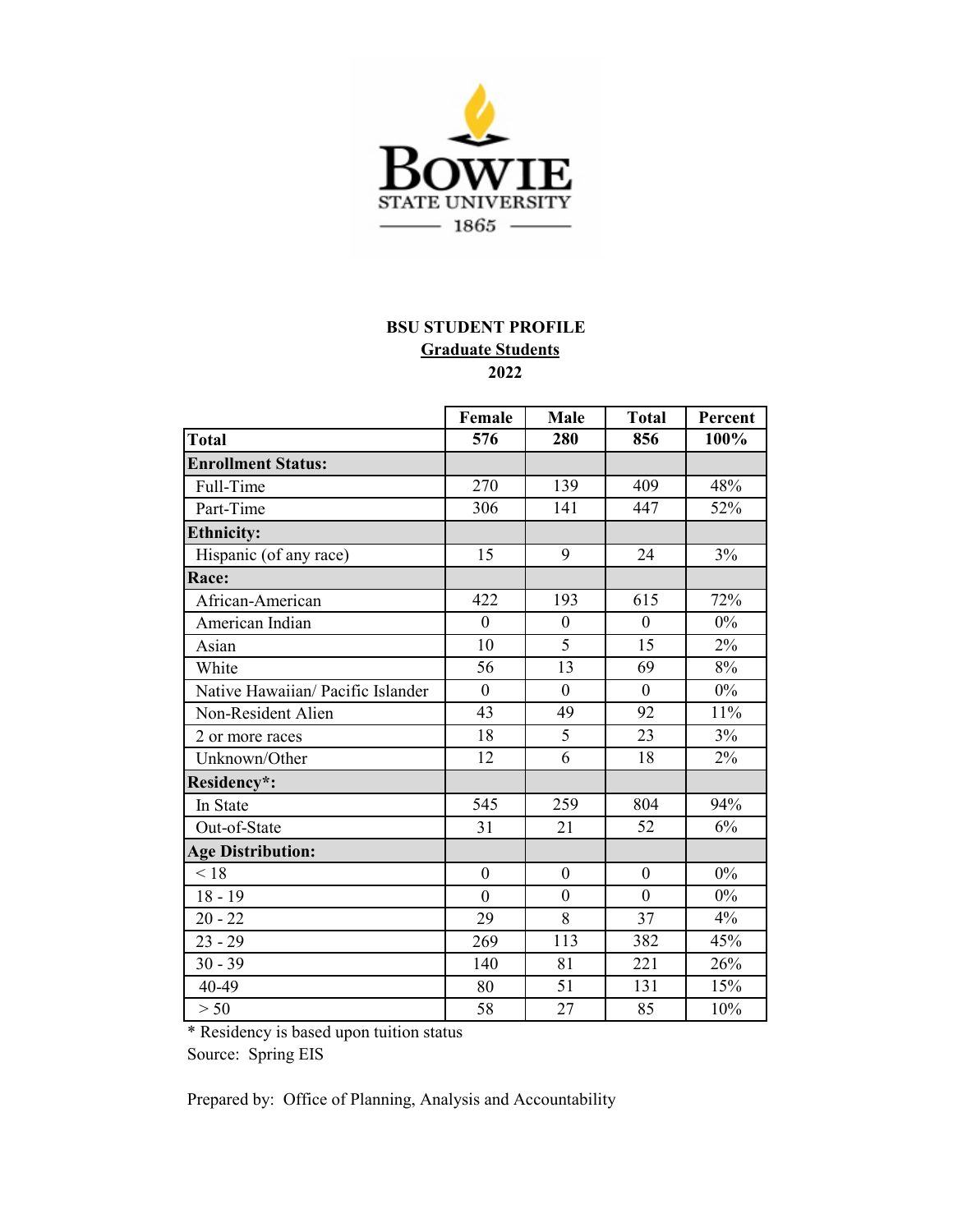**BSU STUDENT PROFILE**

**Graduate Students**

**2022**

| | Female | Male | Total | Percent |
|---|---|---|---|---|
| **Total** | **576** | **280** | **856** | **100%** |
| **Enrollment Status:** | | | | |
| Full-Time | 270 | 139 | 409 | 48% |
| Part-Time | 306 | 141 | 447 | 52% |
| **Ethnicity:** | | | | |
| Hispanic (of any race) | 15 | 9 | 24 | 3% |
| **Race:** | | | | |
| African-American | 422 | 193 | 615 | 72% |
| American Indian | 0 | 0 | 0 | 0% |
| Asian | 10 | 5 | 15 | 2% |
| White | 56 | 13 | 69 | 8% |
| Native Hawaiian/ Pacific Islander | 0 | 0 | 0 | 0% |
| Non-Resident Alien | 43 | 49 | 92 | 11% |
| 2 or more races | 18 | 5 | 23 | 3% |
| Unknown/Other | 12 | 6 | 18 | 2% |
| **Residency*:** | | | | |
| In State | 545 | 259 | 804 | 94% |
| Out-of-State | 31 | 21 | 52 | 6% |
| **Age Distribution:** | | | | |
| < 18 | 0 | 0 | 0 | 0% |
| 18 - 19 | 0 | 0 | 0 | 0% |
| 20 - 22 | 29 | 8 | 37 | 4% |
| 23 - 29 | 269 | 113 | 382 | 45% |
| 30 - 39 | 140 | 81 | 221 | 26% |
| 40-49 | 80 | 51 | 131 | 15% |
| > 50 | 58 | 27 | 85 | 10% |

* Residency is based upon tuition status

Source: Spring EIS

Prepared by: Office of Planning, Analysis and Accountability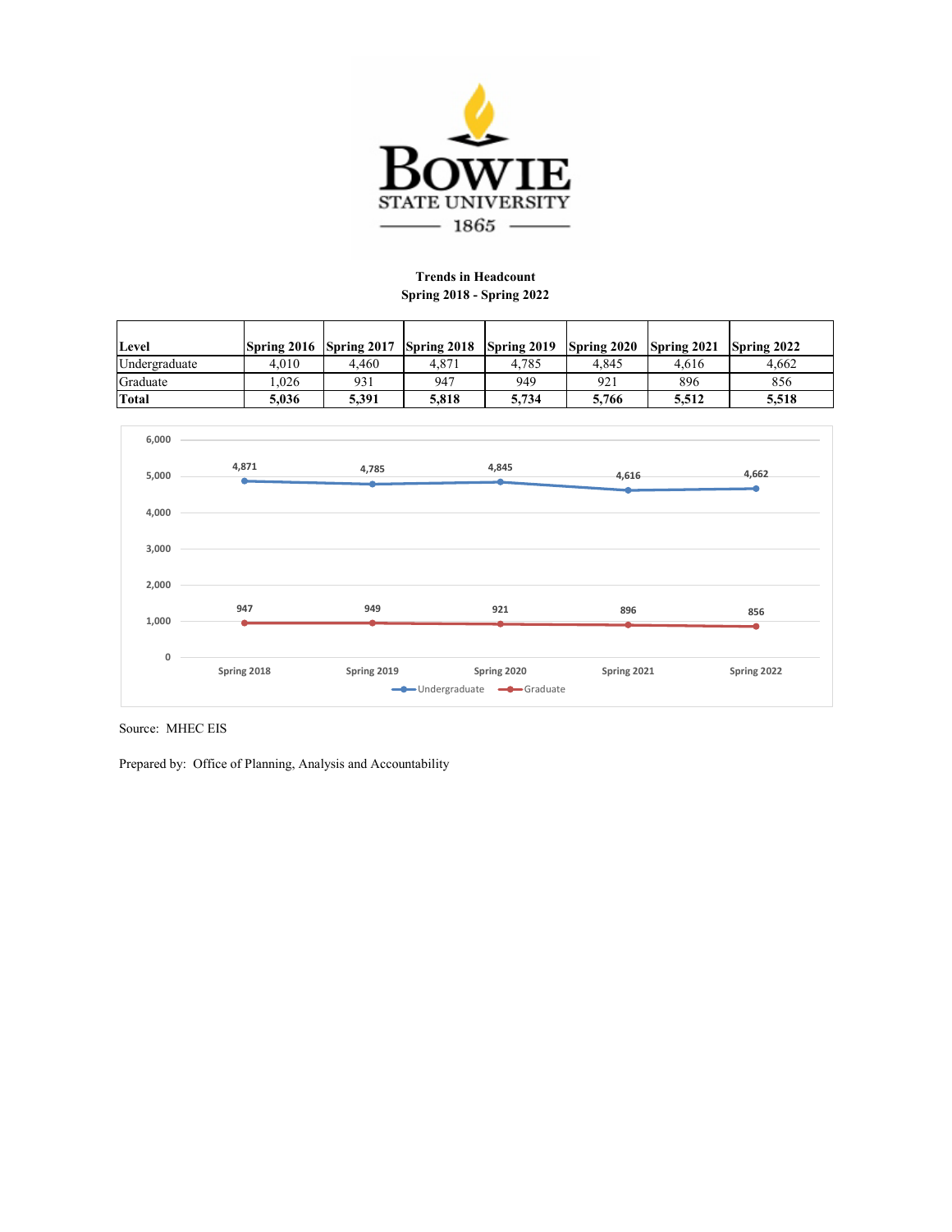BOWIE STATE UNIVERSITY 1865

**Trends in Headcount**
**Spring 2018 - Spring 2022**

| Level | Spring 2016 | Spring 2017 | Spring 2018 | Spring 2019 | Spring 2020 | Spring 2021 | Spring 2022 |
|---|---|---|---|---|---|---|---|
| Undergraduate | 4,010 | 4,460 | 4,871 | 4,785 | 4,845 | 4,616 | 4,662 |
| Graduate | 1,026 | 931 | 947 | 949 | 921 | 896 | 856 |
| **Total** | **5,036** | **5,391** | **5,818** | **5,734** | **5,766** | **5,512** | **5,518** |

6,000
5,000
4,000
3,000
2,000
1,000
0

4,871
4,785
4,845
4,616
4,662

947
949
921
896
856

Spring 2018
Spring 2019
Spring 2020
Spring 2021
Spring 2022

Undergraduate
Graduate

Source: MHEC EIS

Prepared by: Office of Planning, Analysis and Accountability